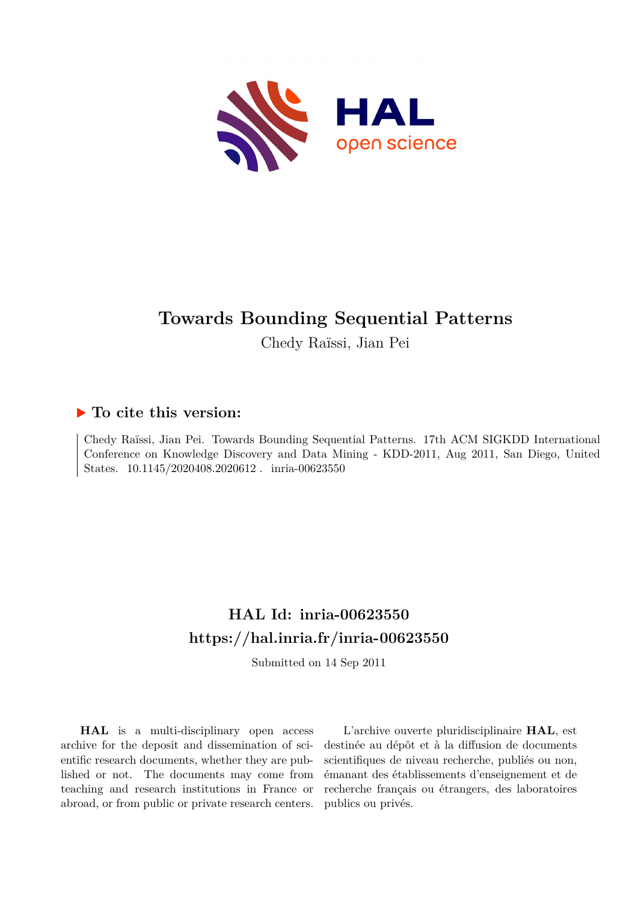# Towards Bounding Sequential Patterns

Chedy Raïssi, Jian Pei

### ▶ To cite this version:

Chedy Raïssi, Jian Pei. Towards Bounding Sequential Patterns. 17th ACM SIGKDD International Conference on Knowledge Discovery and Data Mining - KDD-2011, Aug 2011, San Diego, United States. 10.1145/2020408.2020612 . inria-00623550

## HAL Id: inria-00623550
## https://hal.inria.fr/inria-00623550

Submitted on 14 Sep 2011

**HAL** is a multi-disciplinary open access archive for the deposit and dissemination of scientific research documents, whether they are published or not. The documents may come from teaching and research institutions in France or abroad, or from public or private research centers.

L'archive ouverte pluridisciplinaire **HAL**, est destinée au dépôt et à la diffusion de documents scientifiques de niveau recherche, publiés ou non, émanant des établissements d'enseignement et de recherche français ou étrangers, des laboratoires publics ou privés.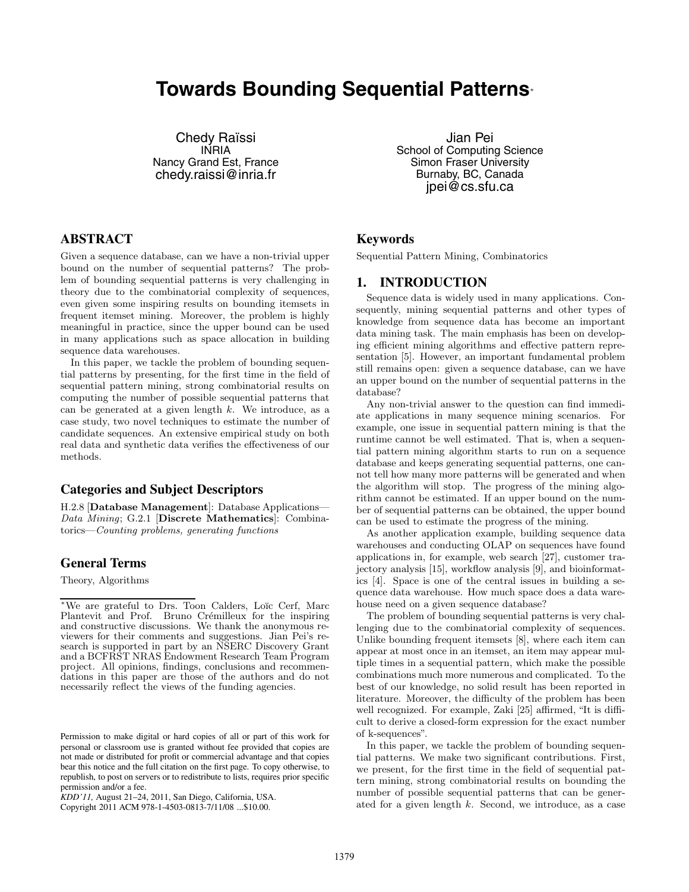# Towards Bounding Sequential Patterns*

Chedy Raïssi
INRIA
Nancy Grand Est, France
chedy.raissi@inria.fr

Jian Pei
School of Computing Science
Simon Fraser University
Burnaby, BC, Canada
jpei@cs.sfu.ca

## ABSTRACT

Given a sequence database, can we have a non-trivial upper bound on the number of sequential patterns? The problem of bounding sequential patterns is very challenging in theory due to the combinatorial complexity of sequences, even given some inspiring results on bounding itemsets in frequent itemset mining. Moreover, the problem is highly meaningful in practice, since the upper bound can be used in many applications such as space allocation in building sequence data warehouses.

In this paper, we tackle the problem of bounding sequential patterns by presenting, for the first time in the field of sequential pattern mining, strong combinatorial results on computing the number of possible sequential patterns that can be generated at a given length $k$. We introduce, as a case study, two novel techniques to estimate the number of candidate sequences. An extensive empirical study on both real data and synthetic data verifies the effectiveness of our methods.

### Categories and Subject Descriptors

H.2.8 [**Database Management**]: Database Applications—*Data Mining*; G.2.1 [**Discrete Mathematics**]: Combinatorics—*Counting problems, generating functions*

### General Terms

Theory, Algorithms

*We are grateful to Drs. Toon Calders, Loïc Cerf, Marc Plantevit and Prof. Bruno Crémilleux for the inspiring and constructive discussions. We thank the anonymous reviewers for their comments and suggestions. Jian Pei's research is supported in part by an NSERC Discovery Grant and a BCFRST NRAS Endowment Research Team Program project. All opinions, findings, conclusions and recommendations in this paper are those of the authors and do not necessarily reflect the views of the funding agencies.

Permission to make digital or hard copies of all or part of this work for personal or classroom use is granted without fee provided that copies are not made or distributed for profit or commercial advantage and that copies bear this notice and the full citation on the first page. To copy otherwise, to republish, to post on servers or to redistribute to lists, requires prior specific permission and/or a fee.
*KDD'11,* August 21–24, 2011, San Diego, California, USA.
Copyright 2011 ACM 978-1-4503-0813-7/11/08 ...$10.00.

### Keywords

Sequential Pattern Mining, Combinatorics

## 1. INTRODUCTION

Sequence data is widely used in many applications. Consequently, mining sequential patterns and other types of knowledge from sequence data has become an important data mining task. The main emphasis has been on developing efficient mining algorithms and effective pattern representation [5]. However, an important fundamental problem still remains open: given a sequence database, can we have an upper bound on the number of sequential patterns in the database?

Any non-trivial answer to the question can find immediate applications in many sequence mining scenarios. For example, one issue in sequential pattern mining is that the runtime cannot be well estimated. That is, when a sequential pattern mining algorithm starts to run on a sequence database and keeps generating sequential patterns, one cannot tell how many more patterns will be generated and when the algorithm will stop. The progress of the mining algorithm cannot be estimated. If an upper bound on the number of sequential patterns can be obtained, the upper bound can be used to estimate the progress of the mining.

As another application example, building sequence data warehouses and conducting OLAP on sequences have found applications in, for example, web search [27], customer trajectory analysis [15], workflow analysis [9], and bioinformatics [4]. Space is one of the central issues in building a sequence data warehouse. How much space does a data warehouse need on a given sequence database?

The problem of bounding sequential patterns is very challenging due to the combinatorial complexity of sequences. Unlike bounding frequent itemsets [8], where each item can appear at most once in an itemset, an item may appear multiple times in a sequential pattern, which make the possible combinations much more numerous and complicated. To the best of our knowledge, no solid result has been reported in literature. Moreover, the difficulty of the problem has been well recognized. For example, Zaki [25] affirmed, "It is difficult to derive a closed-form expression for the exact number of k-sequences".

In this paper, we tackle the problem of bounding sequential patterns. We make two significant contributions. First, we present, for the first time in the field of sequential pattern mining, strong combinatorial results on bounding the number of possible sequential patterns that can be generated for a given length $k$. Second, we introduce, as a case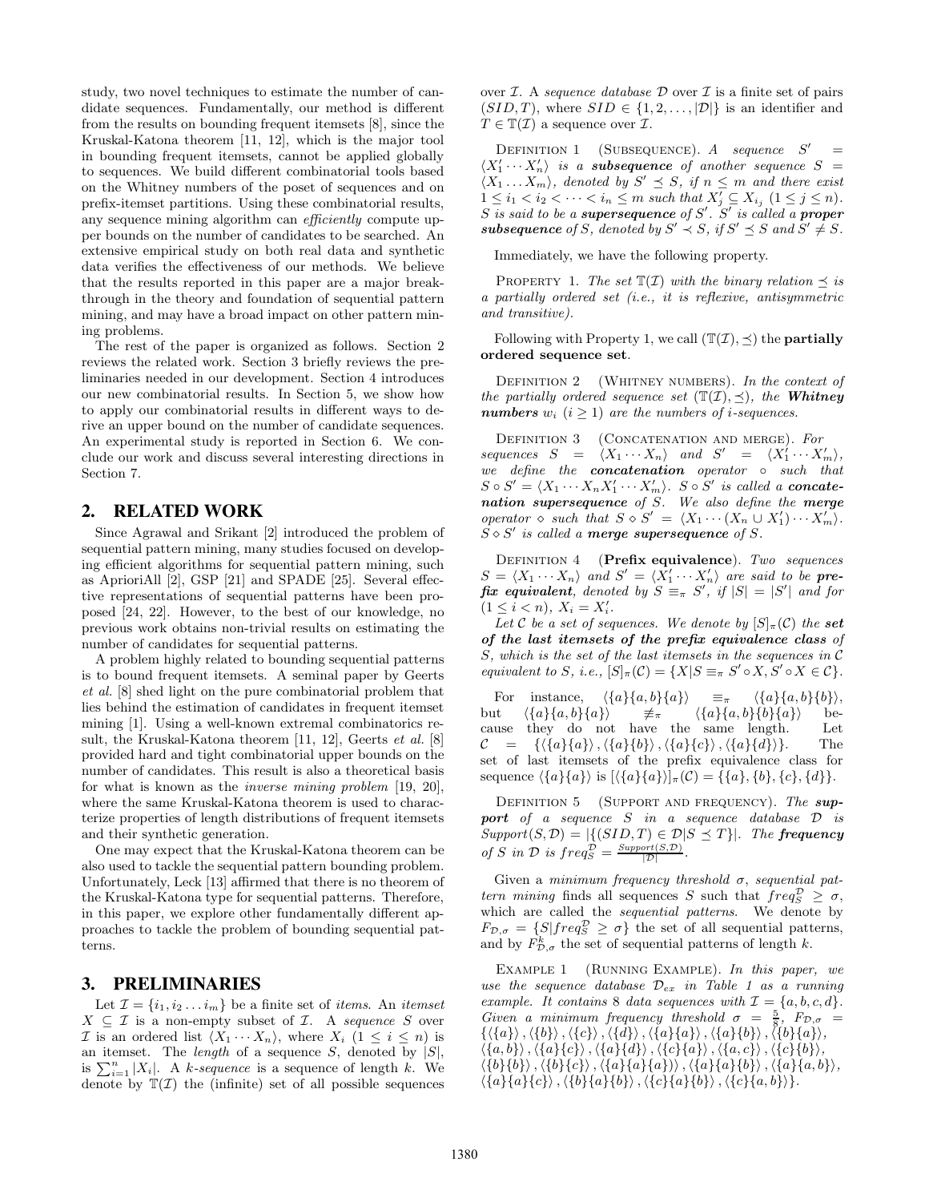study, two novel techniques to estimate the number of candidate sequences. Fundamentally, our method is different from the results on bounding frequent itemsets [8], since the Kruskal-Katona theorem [11, 12], which is the major tool in bounding frequent itemsets, cannot be applied globally to sequences. We build different combinatorial tools based on the Whitney numbers of the poset of sequences and on prefix-itemset partitions. Using these combinatorial results, any sequence mining algorithm can *efficiently* compute upper bounds on the number of candidates to be searched. An extensive empirical study on both real data and synthetic data verifies the effectiveness of our methods. We believe that the results reported in this paper are a major breakthrough in the theory and foundation of sequential pattern mining, and may have a broad impact on other pattern mining problems.

The rest of the paper is organized as follows. Section 2 reviews the related work. Section 3 briefly reviews the preliminaries needed in our development. Section 4 introduces our new combinatorial results. In Section 5, we show how to apply our combinatorial results in different ways to derive an upper bound on the number of candidate sequences. An experimental study is reported in Section 6. We conclude our work and discuss several interesting directions in Section 7.

## 2. RELATED WORK

Since Agrawal and Srikant [2] introduced the problem of sequential pattern mining, many studies focused on developing efficient algorithms for sequential pattern mining, such as AprioriAll [2], GSP [21] and SPADE [25]. Several effective representations of sequential patterns have been proposed [24, 22]. However, to the best of our knowledge, no previous work obtains non-trivial results on estimating the number of candidates for sequential patterns.

A problem highly related to bounding sequential patterns is to bound frequent itemsets. A seminal paper by Geerts *et al.* [8] shed light on the pure combinatorial problem that lies behind the estimation of candidates in frequent itemset mining [1]. Using a well-known extremal combinatorics result, the Kruskal-Katona theorem [11, 12], Geerts *et al.* [8] provided hard and tight combinatorial upper bounds on the number of candidates. This result is also a theoretical basis for what is known as the *inverse mining problem* [19, 20], where the same Kruskal-Katona theorem is used to characterize properties of length distributions of frequent itemsets and their synthetic generation.

One may expect that the Kruskal-Katona theorem can be also used to tackle the sequential pattern bounding problem. Unfortunately, Leck [13] affirmed that there is no theorem of the Kruskal-Katona type for sequential patterns. Therefore, in this paper, we explore other fundamentally different approaches to tackle the problem of bounding sequential patterns.

## 3. PRELIMINARIES

Let $\mathcal{I} = \{i_1, i_2 \dots i_m\}$ be a finite set of *items*. An *itemset* $X \subseteq \mathcal{I}$ is a non-empty subset of $\mathcal{I}$. A *sequence* $S$ over $\mathcal{I}$ is an ordered list $\langle X_1 \cdots X_n \rangle$, where $X_i$ $(1 \leq i \leq n)$ is an itemset. The *length* of a sequence $S$, denoted by $|S|$, is $\sum_{i=1}^{n} |X_i|$. A *k-sequence* is a sequence of length $k$. We denote by $\mathbb{T}(\mathcal{I})$ the (infinite) set of all possible sequences over $\mathcal{I}$. A *sequence database* $\mathcal{D}$ over $\mathcal{I}$ is a finite set of pairs $(SID, T)$, where $SID \in \{1, 2, \dots, |\mathcal{D}|\}$ is an identifier and $T \in \mathbb{T}(\mathcal{I})$ a sequence over $\mathcal{I}$.

Definition 1 (Subsequence). *A sequence $S' = \langle X'_1 \cdots X'_n \rangle$ is a **subsequence** of another sequence $S = \langle X_1 \dots X_m \rangle$, denoted by $S' \preceq S$, if $n \leq m$ and there exist $1 \leq i_1 < i_2 < \cdots < i_n \leq m$ such that $X'_j \subseteq X_{i_j}$ $(1 \leq j \leq n)$. $S$ is said to be a **supersequence** of $S'$. $S'$ is called a **proper subsequence** of $S$, denoted by $S' \prec S$, if $S' \preceq S$ and $S' \neq S$.*

Immediately, we have the following property.

Property 1. *The set $\mathbb{T}(\mathcal{I})$ with the binary relation $\preceq$ is a partially ordered set (i.e., it is reflexive, antisymmetric and transitive).*

Following with Property 1, we call $(\mathbb{T}(\mathcal{I}), \preceq)$ the **partially ordered sequence set**.

Definition 2 (Whitney numbers). *In the context of the partially ordered sequence set $(\mathbb{T}(\mathcal{I}), \preceq)$, the **Whitney numbers** $w_i$ $(i \geq 1)$ are the numbers of i-sequences.*

Definition 3 (Concatenation and merge). *For sequences $S = \langle X_1 \cdots X_n \rangle$ and $S' = \langle X'_1 \cdots X'_m \rangle$, we define the **concatenation** operator $\circ$ such that $S \circ S' = \langle X_1 \cdots X_n X'_1 \cdots X'_m \rangle$. $S \circ S'$ is called a **concatenation supersequence** of $S$. We also define the **merge** operator $\diamond$ such that $S \diamond S' = \langle X_1 \cdots (X_n \cup X'_1) \cdots X'_m \rangle$. $S \diamond S'$ is called a **merge supersequence** of $S$.*

Definition 4 (**Prefix equivalence**). *Two sequences $S = \langle X_1 \cdots X_n \rangle$ and $S' = \langle X'_1 \cdots X'_n \rangle$ are said to be **prefix equivalent**, denoted by $S \equiv_\pi S'$, if $|S| = |S'|$ and for $(1 \leq i < n)$, $X_i = X'_i$.*

*Let $\mathcal{C}$ be a set of sequences. We denote by $[S]_\pi(\mathcal{C})$ the **set of the last itemsets of the prefix equivalence class** of $S$, which is the set of the last itemsets in the sequences in $\mathcal{C}$ equivalent to $S$, i.e., $[S]_\pi(\mathcal{C}) = \{X | S \equiv_\pi S' \circ X, S' \circ X \in \mathcal{C}\}$.*

For instance, $\langle\{a\}\{a,b\}\{a\}\rangle \equiv_\pi \langle\{a\}\{a,b\}\{b\}\rangle$, but $\langle\{a\}\{a,b\}\{a\}\rangle \not\equiv_\pi \langle\{a\}\{a,b\}\{b\}\{a\}\rangle$ because they do not have the same length. Let $\mathcal{C} = \{\langle\{a\}\{a\}\rangle, \langle\{a\}\{b\}\rangle, \langle\{a\}\{c\}\rangle, \langle\{a\}\{d\}\rangle\}$. The set of last itemsets of the prefix equivalence class for sequence $\langle\{a\}\{a\}\rangle$ is $[\langle\{a\}\{a\}\rangle]_\pi(\mathcal{C}) = \{\{a\}, \{b\}, \{c\}, \{d\}\}$.

Definition 5 (Support and frequency). *The **support** of a sequence $S$ in a sequence database $\mathcal{D}$ is $Support(S, \mathcal{D}) = |\{(SID, T) \in \mathcal{D} | S \preceq T\}|$. The **frequency** of $S$ in $\mathcal{D}$ is $freq_S^{\mathcal{D}} = \frac{Support(S,\mathcal{D})}{|\mathcal{D}|}$.*

Given a *minimum frequency threshold* $\sigma$, *sequential pattern mining* finds all sequences $S$ such that $freq_S^{\mathcal{D}} \geq \sigma$, which are called the *sequential patterns.* We denote by $F_{\mathcal{D},\sigma} = \{S | freq_S^{\mathcal{D}} \geq \sigma\}$ the set of all sequential patterns, and by $F_{\mathcal{D},\sigma}^k$ the set of sequential patterns of length $k$.

Example 1 (Running Example). *In this paper, we use the sequence database $\mathcal{D}_{ex}$ in Table 1 as a running example. It contains 8 data sequences with $\mathcal{I} = \{a, b, c, d\}$. Given a minimum frequency threshold $\sigma = \frac{5}{8}$, $F_{\mathcal{D},\sigma} = \{\langle\{a\}\rangle, \langle\{b\}\rangle, \langle\{c\}\rangle, \langle\{d\}\rangle, \langle\{a\}\{a\}\rangle, \langle\{a\}\{b\}\rangle, \langle\{b\}\{a\}\rangle, \langle\{a,b\}\rangle, \langle\{a\}\{c\}\rangle, \langle\{a\}\{d\}\rangle, \langle\{c\}\{a\}\rangle, \langle\{a,c\}\rangle, \langle\{c\}\{b\}\rangle, \langle\{b\}\{b\}\rangle, \langle\{b\}\{c\}\rangle, \langle\{a\}\{a\}\{a\}\rangle, \langle\{a\}\{a\}\{b\}\rangle, \langle\{a\}\{a,b\}\rangle, \langle\{a\}\{a\}\{c\}\rangle, \langle\{b\}\{a\}\{b\}\rangle, \langle\{c\}\{a\}\{b\}\rangle, \langle\{c\}\{a,b\}\rangle\}$.*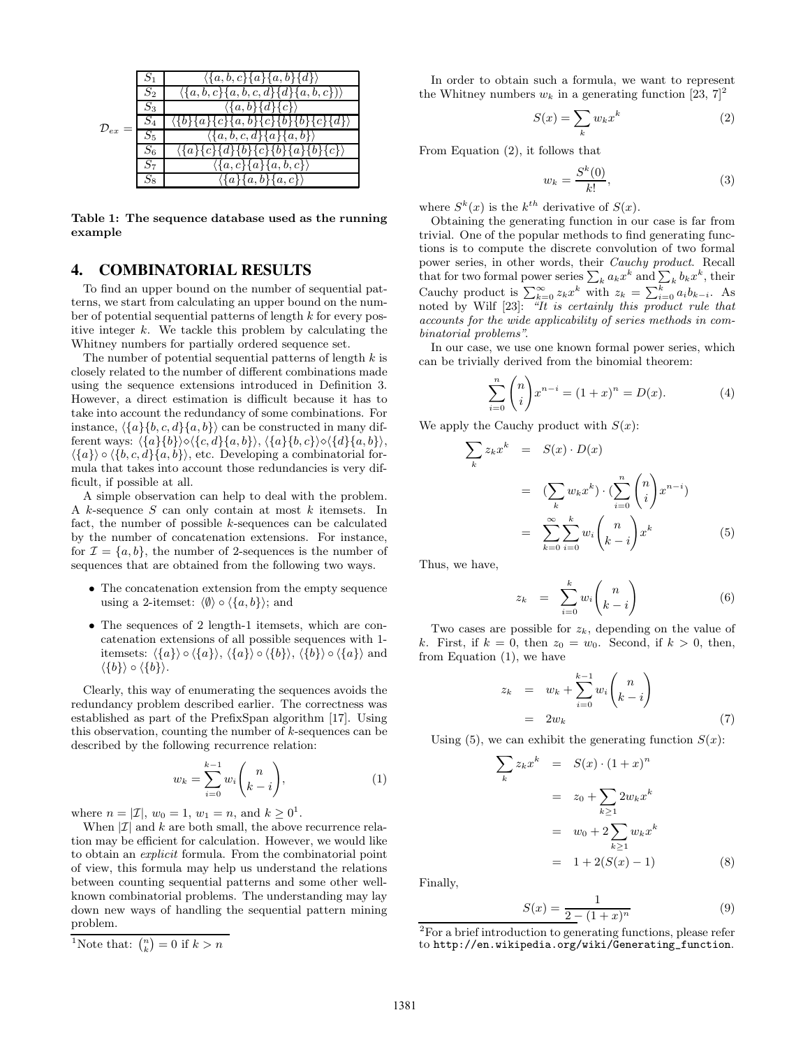| | | |
|---|---|---|
| $\mathcal{D}_{ex} =$ | $S_1$ | $\langle\{a,b,c\}\{a\}\{a,b\}\{d\}\rangle$ |
| | $S_2$ | $\langle\{a,b,c\}\{a,b,c,d\}\{d\}\{a,b,c\}\rangle$ |
| | $S_3$ | $\langle\{a,b\}\{d\}\{c\}\rangle$ |
| | $S_4$ | $\langle\{b\}\{a\}\{c\}\{a,b\}\{c\}\{b\}\{b\}\{c\}\{d\}\rangle$ |
| | $S_5$ | $\langle\{a,b,c,d\}\{a\}\{a,b\}\rangle$ |
| | $S_6$ | $\langle\{a\}\{c\}\{d\}\{b\}\{c\}\{b\}\{a\}\{b\}\{c\}\rangle$ |
| | $S_7$ | $\langle\{a,c\}\{a\}\{a,b,c\}\rangle$ |
| | $S_8$ | $\langle\{a\}\{a,b\}\{a,c\}\rangle$ |

**Table 1: The sequence database used as the running example**

## 4. COMBINATORIAL RESULTS

To find an upper bound on the number of sequential patterns, we start from calculating an upper bound on the number of potential sequential patterns of length $k$ for every positive integer $k$. We tackle this problem by calculating the Whitney numbers for partially ordered sequence set.

The number of potential sequential patterns of length $k$ is closely related to the number of different combinations made using the sequence extensions introduced in Definition 3. However, a direct estimation is difficult because it has to take into account the redundancy of some combinations. For instance, $\langle\{a\}\{b,c,d\}\{a,b\}\rangle$ can be constructed in many different ways: $\langle\{a\}\{b\}\rangle\diamond\langle\{c,d\}\{a,b\}\rangle$, $\langle\{a\}\{b,c\}\rangle\diamond\langle\{d\}\{a,b\}\rangle$, $\langle\{a\}\rangle\circ\langle\{b,c,d\}\{a,b\}\rangle$, etc. Developing a combinatorial formula that takes into account those redundancies is very difficult, if possible at all.

A simple observation can help to deal with the problem. A $k$-sequence $S$ can only contain at most $k$ itemsets. In fact, the number of possible $k$-sequences can be calculated by the number of concatenation extensions. For instance, for $\mathcal{I} = \{a,b\}$, the number of 2-sequences is the number of sequences that are obtained from the following two ways.

- The concatenation extension from the empty sequence using a 2-itemset: $\langle\emptyset\rangle\circ\langle\{a,b\}\rangle$; and
- The sequences of 2 length-1 itemsets, which are concatenation extensions of all possible sequences with 1-itemsets: $\langle\{a\}\rangle\circ\langle\{a\}\rangle$, $\langle\{a\}\rangle\circ\langle\{b\}\rangle$, $\langle\{b\}\rangle\circ\langle\{a\}\rangle$ and $\langle\{b\}\rangle\circ\langle\{b\}\rangle$.

Clearly, this way of enumerating the sequences avoids the redundancy problem described earlier. The correctness was established as part of the PrefixSpan algorithm [17]. Using this observation, counting the number of $k$-sequences can be described by the following recurrence relation:

$$w_k = \sum_{i=0}^{k-1} w_i \binom{n}{k-i}, \tag{1}$$

where $n = |\mathcal{I}|$, $w_0 = 1$, $w_1 = n$, and $k \geq 0$[1].

When $|\mathcal{I}|$ and $k$ are both small, the above recurrence relation may be efficient for calculation. However, we would like to obtain an *explicit* formula. From the combinatorial point of view, this formula may help us understand the relations between counting sequential patterns and some other well-known combinatorial problems. The understanding may lay down new ways of handling the sequential pattern mining problem.

[1]Note that: $\binom{n}{k} = 0$ if $k > n$

In order to obtain such a formula, we want to represent the Whitney numbers $w_k$ in a generating function [23, 7][2]

$$S(x) = \sum_k w_k x^k \tag{2}$$

From Equation (2), it follows that

$$w_k = \frac{S^k(0)}{k!}, \tag{3}$$

where $S^k(x)$ is the $k^{th}$ derivative of $S(x)$.

Obtaining the generating function in our case is far from trivial. One of the popular methods to find generating functions is to compute the discrete convolution of two formal power series, in other words, their *Cauchy product*. Recall that for two formal power series $\sum_k a_k x^k$ and $\sum_k b_k x^k$, their Cauchy product is $\sum_{k=0}^{\infty} z_k x^k$ with $z_k = \sum_{i=0}^{k} a_i b_{k-i}$. As noted by Wilf [23]: *"It is certainly this product rule that accounts for the wide applicability of series methods in combinatorial problems"*.

In our case, we use one known formal power series, which can be trivially derived from the binomial theorem:

$$\sum_{i=0}^{n} \binom{n}{i} x^{n-i} = (1+x)^n = D(x). \tag{4}$$

We apply the Cauchy product with $S(x)$:

$$\begin{aligned}
\sum_k z_k x^k &= S(x)\cdot D(x) \\
&= (\sum_k w_k x^k)\cdot(\sum_{i=0}^{n}\binom{n}{i}x^{n-i}) \\
&= \sum_{k=0}^{\infty}\sum_{i=0}^{k} w_i \binom{n}{k-i} x^k
\end{aligned} \tag{5}$$

Thus, we have,

$$z_k = \sum_{i=0}^{k} w_i \binom{n}{k-i} \tag{6}$$

Two cases are possible for $z_k$, depending on the value of $k$. First, if $k = 0$, then $z_0 = w_0$. Second, if $k > 0$, then, from Equation (1), we have

$$\begin{aligned}
z_k &= w_k + \sum_{i=0}^{k-1} w_i \binom{n}{k-i} \\
&= 2w_k
\end{aligned} \tag{7}$$

Using (5), we can exhibit the generating function $S(x)$:

$$\begin{aligned}
\sum_k z_k x^k &= S(x)\cdot(1+x)^n \\
&= z_0 + \sum_{k\geq 1} 2w_k x^k \\
&= w_0 + 2\sum_{k\geq 1} w_k x^k \\
&= 1 + 2(S(x) - 1)
\end{aligned} \tag{8}$$

Finally,

$$S(x) = \frac{1}{2-(1+x)^n} \tag{9}$$

[2]For a brief introduction to generating functions, please refer to `http://en.wikipedia.org/wiki/Generating_function`.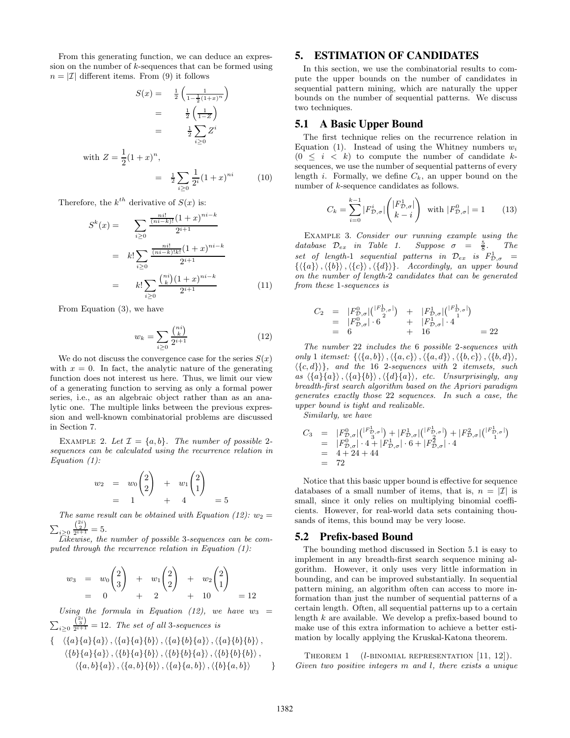From this generating function, we can deduce an expression on the number of $k$-sequences that can be formed using $n = |\mathcal{I}|$ different items. From (9) it follows

$$
\begin{aligned}
S(x) &= \frac{1}{2}\left(\frac{1}{1-\frac{1}{2}(1+x)^n}\right) \\
&= \frac{1}{2}\left(\frac{1}{1-Z}\right) \\
&= \frac{1}{2}\sum_{i\geq 0} Z^i
\end{aligned}
$$

with $Z = \dfrac{1}{2}(1+x)^n$,

$$
= \frac{1}{2}\sum_{i\geq 0}\frac{1}{2^i}(1+x)^{ni} \tag{10}
$$

Therefore, the $k^{th}$ derivative of $S(x)$ is:

$$
\begin{aligned}
S^k(x) &= \sum_{i\geq 0}\frac{\frac{ni!}{(ni-k)!}(1+x)^{ni-k}}{2^{i+1}} \\
&= k!\sum_{i\geq 0}\frac{\frac{ni!}{(ni-k)!k!}(1+x)^{ni-k}}{2^{i+1}} \\
&= k!\sum_{i\geq 0}\frac{\binom{ni}{k}(1+x)^{ni-k}}{2^{i+1}}
\end{aligned} \tag{11}
$$

From Equation (3), we have

$$
w_k = \sum_{i\geq 0}\frac{\binom{ni}{k}}{2^{i+1}} \tag{12}
$$

We do not discuss the convergence case for the series $S(x)$ with $x = 0$. In fact, the analytic nature of the generating function does not interest us here. Thus, we limit our view of a generating function to serving as only a formal power series, i.e., as an algebraic object rather than as an analytic one. The multiple links between the previous expression and well-known combinatorial problems are discussed in Section 7.

Example 2. *Let $\mathcal{I} = \{a, b\}$. The number of possible 2-sequences can be calculated using the recurrence relation in Equation (1):*

$$
\begin{aligned}
w_2 &= w_0\binom{2}{2} + w_1\binom{2}{1} \\
&= 1 + 4 = 5
\end{aligned}
$$

*The same result can be obtained with Equation (12): $w_2 = \sum_{i\geq 0}\frac{\binom{2i}{2}}{2^{i+1}} = 5$.*

*Likewise, the number of possible 3-sequences can be computed through the recurrence relation in Equation (1):*

$$
\begin{aligned}
w_3 &= w_0\binom{2}{3} + w_1\binom{2}{2} + w_2\binom{2}{1} \\
&= 0 + 2 + 10 = 12
\end{aligned}
$$

*Using the formula in Equation (12), we have $w_3 = \sum_{i\geq 0}\frac{\binom{2i}{3}}{2^{i+1}} = 12$. The set of all 3-sequences is*

$$
\begin{aligned}
\{ \; & \langle\{a\}\{a\}\{a\}\rangle, \langle\{a\}\{a\}\{b\}\rangle, \langle\{a\}\{b\}\{a\}\rangle, \langle\{a\}\{b\}\{b\}\rangle, \\
& \langle\{b\}\{a\}\{a\}\rangle, \langle\{b\}\{a\}\{b\}\rangle, \langle\{b\}\{b\}\{a\}\rangle, \langle\{b\}\{b\}\{b\}\rangle, \\
& \langle\{a,b\}\{a\}\rangle, \langle\{a,b\}\{b\}\rangle, \langle\{a\}\{a,b\}\rangle, \langle\{b\}\{a,b\}\rangle \; \}
\end{aligned}
$$

## 5. ESTIMATION OF CANDIDATES

In this section, we use the combinatorial results to compute the upper bounds on the number of candidates in sequential pattern mining, which are naturally the upper bounds on the number of sequential patterns. We discuss two techniques.

### 5.1 A Basic Upper Bound

The first technique relies on the recurrence relation in Equation (1). Instead of using the Whitney numbers $w_i$ $(0 \leq i < k)$ to compute the number of candidate $k$-sequences, we use the number of sequential patterns of every length $i$. Formally, we define $C_k$, an upper bound on the number of $k$-sequence candidates as follows.

$$
C_k = \sum_{i=0}^{k-1}|F^i_{\mathcal{D},\sigma}|\binom{|F^1_{\mathcal{D},\sigma}|}{k-i} \;\; \text{with } |F^0_{\mathcal{D},\sigma}| = 1 \tag{13}
$$

Example 3. *Consider our running example using the database $\mathcal{D}_{ex}$ in Table 1. Suppose $\sigma = \frac{5}{8}$. The set of length-1 sequential patterns in $\mathcal{D}_{ex}$ is $F^1_{\mathcal{D},\sigma} = \{\langle\{a\}\rangle, \langle\{b\}\rangle, \langle\{c\}\rangle, \langle\{d\}\rangle\}$. Accordingly, an upper bound on the number of length-2 candidates that can be generated from these 1-sequences is*

$$
\begin{aligned}
C_2 &= |F^0_{\mathcal{D},\sigma}|\binom{|F^1_{\mathcal{D},\sigma}|}{2} + |F^1_{\mathcal{D},\sigma}|\binom{|F^1_{\mathcal{D},\sigma}|}{1} \\
&= |F^0_{\mathcal{D},\sigma}|\cdot 6 + |F^1_{\mathcal{D},\sigma}|\cdot 4 \\
&= 6 + 16 = 22
\end{aligned}
$$

*The number 22 includes the 6 possible 2-sequences with only 1 itemset: $\{\langle\{a,b\}\rangle, \langle\{a,c\}\rangle, \langle\{a,d\}\rangle, \langle\{b,c\}\rangle, \langle\{b,d\}\rangle, \langle\{c,d\}\rangle\}$, and the 16 2-sequences with 2 itemsets, such as $\langle\{a\}\{a\}\rangle, \langle\{a\}\{b\}\rangle, \langle\{d\}\{a\}\rangle$, etc. Unsurprisingly, any breadth-first search algorithm based on the Apriori paradigm generates exactly those 22 sequences. In such a case, the upper bound is tight and realizable.*

*Similarly, we have*

$$
\begin{aligned}
C_3 &= |F^0_{\mathcal{D},\sigma}|\binom{|F^1_{\mathcal{D},\sigma}|}{3} + |F^1_{\mathcal{D},\sigma}|\binom{|F^1_{\mathcal{D},\sigma}|}{2} + |F^2_{\mathcal{D},\sigma}|\binom{|F^1_{\mathcal{D},\sigma}|}{1} \\
&= |F^0_{\mathcal{D},\sigma}|\cdot 4 + |F^1_{\mathcal{D},\sigma}|\cdot 6 + |F^2_{\mathcal{D},\sigma}|\cdot 4 \\
&= 4 + 24 + 44 \\
&= 72
\end{aligned}
$$

Notice that this basic upper bound is effective for sequence databases of a small number of items, that is, $n = |\mathcal{I}|$ is small, since it only relies on multiplying binomial coefficients. However, for real-world data sets containing thousands of items, this bound may be very loose.

### 5.2 Prefix-based Bound

The bounding method discussed in Section 5.1 is easy to implement in any breadth-first search sequence mining algorithm. However, it only uses very little information in bounding, and can be improved substantially. In sequential pattern mining, an algorithm often can access to more information than just the number of sequential patterns of a certain length. Often, all sequential patterns up to a certain length $k$ are available. We develop a prefix-based bound to make use of this extra information to achieve a better estimation by locally applying the Kruskal-Katona theorem.

Theorem 1 (*l*-binomial representation [11, 12]). *Given two positive integers $m$ and $l$, there exists a unique*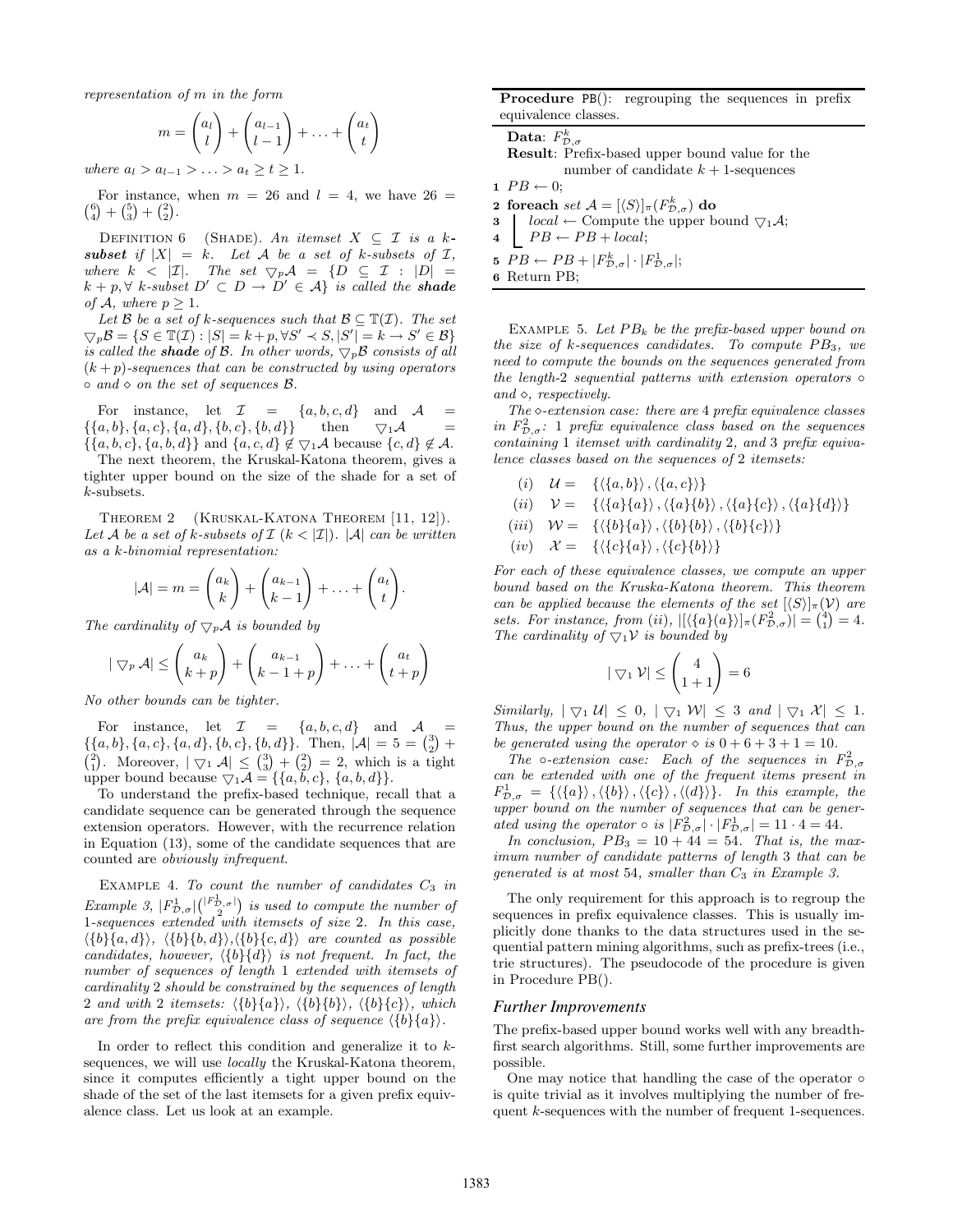*representation of m in the form*

$$m = \binom{a_l}{l} + \binom{a_{l-1}}{l-1} + \ldots + \binom{a_t}{t}$$

*where* $a_l > a_{l-1} > \ldots > a_t \geq t \geq 1$.

For instance, when $m = 26$ and $l = 4$, we have $26 = \binom{6}{4} + \binom{5}{3} + \binom{2}{2}$.

DEFINITION 6 (SHADE). *An itemset $X \subseteq \mathcal{I}$ is a **k-subset** if $|X| = k$. Let $\mathcal{A}$ be a set of k-subsets of $\mathcal{I}$, where $k < |\mathcal{I}|$. The set $\bigtriangledown_p \mathcal{A} = \{D \subseteq \mathcal{I} : |D| = k + p, \forall$ k-subset $D' \subset D \rightarrow D' \in \mathcal{A}\}$ is called the **shade** of $\mathcal{A}$, where $p \geq 1$.*

*Let $\mathcal{B}$ be a set of k-sequences such that $\mathcal{B} \subseteq \mathbb{T}(\mathcal{I})$. The set $\bigtriangledown_p \mathcal{B} = \{S \in \mathbb{T}(\mathcal{I}) : |S| = k+p, \forall S' \prec S, |S'| = k \rightarrow S' \in \mathcal{B}\}$ is called the **shade** of $\mathcal{B}$. In other words, $\bigtriangledown_p \mathcal{B}$ consists of all $(k+p)$-sequences that can be constructed by using operators $\circ$ and $\diamond$ on the set of sequences $\mathcal{B}$.*

For instance, let $\mathcal{I} = \{a, b, c, d\}$ and $\mathcal{A} = \{\{a, b\}, \{a, c\}, \{a, d\}, \{b, c\}, \{b, d\}\}$ then $\bigtriangledown_1 \mathcal{A} = \{\{a, b, c\}, \{a, b, d\}\}$ and $\{a, c, d\} \notin \bigtriangledown_1 \mathcal{A}$ because $\{c, d\} \notin \mathcal{A}$.

The next theorem, the Kruskal-Katona theorem, gives a tighter upper bound on the size of the shade for a set of k-subsets.

THEOREM 2 (KRUSKAL-KATONA THEOREM [11, 12]). *Let $\mathcal{A}$ be a set of k-subsets of $\mathcal{I}$ ($k < |\mathcal{I}|$). $|\mathcal{A}|$ can be written as a k-binomial representation:*

$$|\mathcal{A}| = m = \binom{a_k}{k} + \binom{a_{k-1}}{k-1} + \ldots + \binom{a_t}{t}.$$

*The cardinality of $\bigtriangledown_p \mathcal{A}$ is bounded by*

$$|\bigtriangledown_p \mathcal{A}| \leq \binom{a_k}{k+p} + \binom{a_{k-1}}{k-1+p} + \ldots + \binom{a_t}{t+p}$$

*No other bounds can be tighter.*

For instance, let $\mathcal{I} = \{a, b, c, d\}$ and $\mathcal{A} = \{\{a, b\}, \{a, c\}, \{a, d\}, \{b, c\}, \{b, d\}\}$. Then, $|\mathcal{A}| = 5 = \binom{3}{2} + \binom{2}{1}$. Moreover, $|\bigtriangledown_1 \mathcal{A}| \leq \binom{3}{3} + \binom{2}{2} = 2$, which is a tight upper bound because $\bigtriangledown_1 \mathcal{A} = \{\{a, b, c\}, \{a, b, d\}\}$.

To understand the prefix-based technique, recall that a candidate sequence can be generated through the sequence extension operators. However, with the recurrence relation in Equation (13), some of the candidate sequences that are counted are *obviously infrequent*.

EXAMPLE 4. *To count the number of candidates $C_3$ in Example 3, $|F^1_{\mathcal{D},\sigma}|\binom{|F^1_{\mathcal{D},\sigma}|}{2}$ is used to compute the number of 1-sequences extended with itemsets of size 2. In this case, $\langle\{b\}\{a, d\}\rangle$, $\langle\{b\}\{b, d\}\rangle$, $\langle\{b\}\{c, d\}\rangle$ are counted as possible candidates, however, $\langle\{b\}\{d\}\rangle$ is not frequent. In fact, the number of sequences of length 1 extended with itemsets of cardinality 2 should be constrained by the sequences of length 2 and with 2 itemsets: $\langle\{b\}\{a\}\rangle$, $\langle\{b\}\{b\}\rangle$, $\langle\{b\}\{c\}\rangle$, which are from the prefix equivalence class of sequence $\langle\{b\}\{a\}\rangle$.*

In order to reflect this condition and generalize it to k-sequences, we will use *locally* the Kruskal-Katona theorem, since it computes efficiently a tight upper bound on the shade of the set of the last itemsets for a given prefix equivalence class. Let us look at an example.

**Procedure** PB(): regrouping the sequences in prefix equivalence classes.

**Data**: $F^k_{\mathcal{D},\sigma}$
**Result**: Prefix-based upper bound value for the number of candidate $k+1$-sequences

```
1 PB ← 0;
2 foreach set A = [⟨S⟩]_π(F^k_{D,σ}) do
3     local ← Compute the upper bound ▽_1 A;
4     PB ← PB + local;
5 PB ← PB + |F^k_{D,σ}| · |F^1_{D,σ}|;
6 Return PB;
```

EXAMPLE 5. *Let $PB_k$ be the prefix-based upper bound on the size of k-sequences candidates. To compute $PB_3$, we need to compute the bounds on the sequences generated from the length-2 sequential patterns with extension operators $\circ$ and $\diamond$, respectively.*

*The $\diamond$-extension case: there are 4 prefix equivalence classes in $F^2_{\mathcal{D},\sigma}$: 1 prefix equivalence class based on the sequences containing 1 itemset with cardinality 2, and 3 prefix equivalence classes based on the sequences of 2 itemsets:*

$$\begin{aligned}
(i) \quad & \mathcal{U} = \{\langle\{a, b\}\rangle, \langle\{a, c\}\rangle\} \\
(ii) \quad & \mathcal{V} = \{\langle\{a\}\{a\}\rangle, \langle\{a\}\{b\}\rangle, \langle\{a\}\{c\}\rangle, \langle\{a\}\{d\}\rangle\} \\
(iii) \quad & \mathcal{W} = \{\langle\{b\}\{a\}\rangle, \langle\{b\}\{b\}\rangle, \langle\{b\}\{c\}\rangle\} \\
(iv) \quad & \mathcal{X} = \{\langle\{c\}\{a\}\rangle, \langle\{c\}\{b\}\rangle\}
\end{aligned}$$

*For each of these equivalence classes, we compute an upper bound based on the Kruska-Katona theorem. This theorem can be applied because the elements of the set $[\langle S\rangle]_\pi(\mathcal{V})$ are sets. For instance, from (ii), $|[\langle\{a\}a\}\rangle]_\pi(F^2_{\mathcal{D},\sigma})| = \binom{4}{1} = 4$. The cardinality of $\bigtriangledown_1 \mathcal{V}$ is bounded by*

$$|\bigtriangledown_1 \mathcal{V}| \leq \binom{4}{1+1} = 6$$

*Similarly, $|\bigtriangledown_1 \mathcal{U}| \leq 0$, $|\bigtriangledown_1 \mathcal{W}| \leq 3$ and $|\bigtriangledown_1 \mathcal{X}| \leq 1$. Thus, the upper bound on the number of sequences that can be generated using the operator $\diamond$ is $0 + 6 + 3 + 1 = 10$.*

*The $\circ$-extension case: Each of the sequences in $F^2_{\mathcal{D},\sigma}$ can be extended with one of the frequent items present in $F^1_{\mathcal{D},\sigma} = \{\langle\{a\}\rangle, \langle\{b\}\rangle, \langle\{c\}\rangle, \langle(d\}\rangle\}$. In this example, the upper bound on the number of sequences that can be generated using the operator $\circ$ is $|F^2_{\mathcal{D},\sigma}| \cdot |F^1_{\mathcal{D},\sigma}| = 11 \cdot 4 = 44$.*

*In conclusion, $PB_3 = 10 + 44 = 54$. That is, the maximum number of candidate patterns of length 3 that can be generated is at most 54, smaller than $C_3$ in Example 3.*

The only requirement for this approach is to regroup the sequences in prefix equivalence classes. This is usually implicitly done thanks to the data structures used in the sequential pattern mining algorithms, such as prefix-trees (i.e., trie structures). The pseudocode of the procedure is given in Procedure PB().

### *Further Improvements*

The prefix-based upper bound works well with any breadth-first search algorithms. Still, some further improvements are possible.

One may notice that handling the case of the operator $\circ$ is quite trivial as it involves multiplying the number of frequent k-sequences with the number of frequent 1-sequences.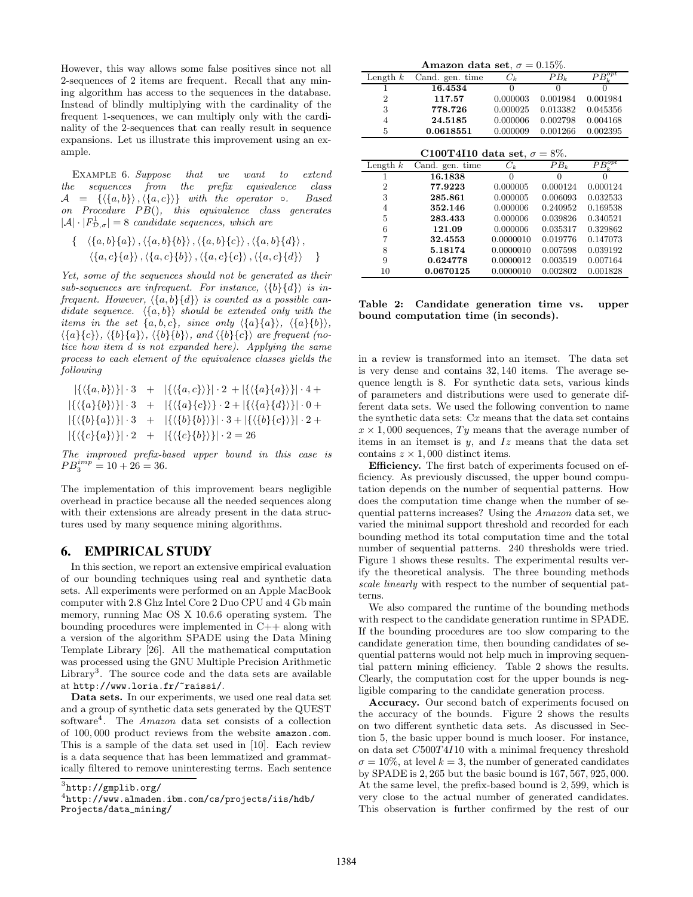However, this way allows some false positives since not all 2-sequences of 2 items are frequent. Recall that any mining algorithm has access to the sequences in the database. Instead of blindly multiplying with the cardinality of the frequent 1-sequences, we can multiply only with the cardinality of the 2-sequences that can really result in sequence expansions. Let us illustrate this improvement using an example.

EXAMPLE 6. *Suppose that we want to extend the sequences from the prefix equivalence class $\mathcal{A} = \{\langle\{a,b\}\rangle, \langle\{a,c\}\rangle\}$ with the operator $\circ$. Based on Procedure $PB()$, this equivalence class generates $|\mathcal{A}| \cdot |F^1_{\mathcal{D},\sigma}| = 8$ candidate sequences, which are*

$$\{ \quad \langle\{a,b\}\{a\}\rangle, \langle\{a,b\}\{b\}\rangle, \langle\{a,b\}\{c\}\rangle, \langle\{a,b\}\{d\}\rangle, \langle\{a,c\}\{a\}\rangle, \langle\{a,c\}\{b\}\rangle, \langle\{a,c\}\{c\}\rangle, \langle\{a,c\}\{d\}\rangle \quad \}$$

*Yet, some of the sequences should not be generated as their sub-sequences are infrequent. For instance, $\langle\{b\}\{d\}\rangle$ is infrequent. However, $\langle\{a,b\}\{d\}\rangle$ is counted as a possible candidate sequence. $\langle\{a,b\}\rangle$ should be extended only with the items in the set $\{a,b,c\}$, since only $\langle\{a\}\{a\}\rangle$, $\langle\{a\}\{b\}\rangle$, $\langle\{a\}\{c\}\rangle$, $\langle\{b\}\{a\}\rangle$, $\langle\{b\}\{b\}\rangle$, and $\langle\{b\}\{c\}\rangle$ are frequent (notice how item $d$ is not expanded here). Applying the same process to each element of the equivalence classes yields the following*

$$\begin{aligned}
|\{\langle\{a,b\}\rangle\}| \cdot 3 \;&+\; |\{\langle\{a,c\}\rangle\}| \cdot 2 + |\{\langle\{a\}\{a\}\rangle\}| \cdot 4 + \\
|\{\langle\{a\}\{b\}\rangle\}| \cdot 3 \;&+\; |\{\langle\{a\}\{c\}\rangle\}| \cdot 2 + |\{\langle\{a\}\{d\}\rangle\}| \cdot 0 + \\
|\{\langle\{b\}\{a\}\rangle\}| \cdot 3 \;&+\; |\{\langle\{b\}\{b\}\rangle\}| \cdot 3 + |\{\langle\{b\}\{c\}\rangle\}| \cdot 2 + \\
|\{\langle\{c\}\{a\}\rangle\}| \cdot 2 \;&+\; |\{\langle\{c\}\{b\}\rangle\}| \cdot 2 = 26
\end{aligned}$$

*The improved prefix-based upper bound in this case is $PB^{imp}_3 = 10 + 26 = 36$.*

The implementation of this improvement bears negligible overhead in practice because all the needed sequences along with their extensions are already present in the data structures used by many sequence mining algorithms.

## 6. EMPIRICAL STUDY

In this section, we report an extensive empirical evaluation of our bounding techniques using real and synthetic data sets. All experiments were performed on an Apple MacBook computer with 2.8 Ghz Intel Core 2 Duo CPU and 4 Gb main memory, running Mac OS X 10.6.6 operating system. The bounding procedures were implemented in C++ along with a version of the algorithm SPADE using the Data Mining Template Library [26]. All the mathematical computation was processed using the GNU Multiple Precision Arithmetic Library[3]. The source code and the data sets are available at http://www.loria.fr/~raissi/.

**Data sets.** In our experiments, we used one real data set and a group of synthetic data sets generated by the QUEST software[4]. The *Amazon* data set consists of a collection of 100,000 product reviews from the website amazon.com. This is a sample of the data set used in [10]. Each review is a data sequence that has been lemmatized and grammatically filtered to remove uninteresting terms. Each sentence in a review is transformed into an itemset. The data set is very dense and contains 32,140 items. The average sequence length is 8. For synthetic data sets, various kinds of parameters and distributions were used to generate different data sets. We used the following convention to name the synthetic data sets: $Cx$ means that the data set contains $x \times 1,000$ sequences, $Ty$ means that the average number of items in an itemset is $y$, and $Iz$ means that the data set contains $z \times 1,000$ distinct items.

**Efficiency.** The first batch of experiments focused on efficiency. As previously discussed, the upper bound computation depends on the number of sequential patterns. How does the computation time change when the number of sequential patterns increases? Using the *Amazon* data set, we varied the minimal support threshold and recorded for each bounding method its total computation time and the total number of sequential patterns. 240 thresholds were tried. Figure 1 shows these results. The experimental results verify the theoretical analysis. The three bounding methods *scale linearly* with respect to the number of sequential patterns.

We also compared the runtime of the bounding methods with respect to the candidate generation runtime in SPADE. If the bounding procedures are too slow comparing to the candidate generation time, then bounding candidates of sequential patterns would not help much in improving sequential pattern mining efficiency. Table 2 shows the results. Clearly, the computation cost for the upper bounds is negligible comparing to the candidate generation process.

**Amazon data set**, $\sigma = 0.15\%$.

| Length $k$ | Cand. gen. time | $C_k$ | $PB_k$ | $PB^{opt}_k$ |
|---|---|---|---|---|
| 1 | **16.4534** | 0 | 0 | 0 |
| 2 | **117.57** | 0.000003 | 0.001984 | 0.001984 |
| 3 | **778.726** | 0.000025 | 0.013382 | 0.045356 |
| 4 | **24.5185** | 0.000006 | 0.002798 | 0.004168 |
| 5 | **0.0618551** | 0.000009 | 0.001266 | 0.002395 |

**C100T4I10 data set**, $\sigma = 8\%$.

| Length $k$ | Cand. gen. time | $C_k$ | $PB_k$ | $PB^{opt}_k$ |
|---|---|---|---|---|
| 1 | **16.1838** | 0 | 0 | 0 |
| 2 | **77.9223** | 0.000005 | 0.000124 | 0.000124 |
| 3 | **285.861** | 0.000005 | 0.006093 | 0.032533 |
| 4 | **352.146** | 0.000006 | 0.240952 | 0.169538 |
| 5 | **283.433** | 0.000006 | 0.039826 | 0.340521 |
| 6 | **121.09** | 0.000006 | 0.035317 | 0.329862 |
| 7 | **32.4553** | 0.0000010 | 0.019776 | 0.147073 |
| 8 | **5.18174** | 0.0000010 | 0.007598 | 0.039192 |
| 9 | **0.624778** | 0.0000012 | 0.003519 | 0.007164 |
| 10 | **0.0670125** | 0.0000010 | 0.002802 | 0.001828 |

**Table 2: Candidate generation time vs. upper bound computation time (in seconds).**

**Accuracy.** Our second batch of experiments focused on the accuracy of the bounds. Figure 2 shows the results on two different synthetic data sets. As discussed in Section 5, the basic upper bound is much looser. For instance, on data set $C500T4I10$ with a minimal frequency threshold $\sigma = 10\%$, at level $k = 3$, the number of generated candidates by SPADE is 2,265 but the basic bound is 167,567,925,000. At the same level, the prefix-based bound is 2,599, which is very close to the actual number of generated candidates. This observation is further confirmed by the rest of our

[3] http://gmplib.org/

[4] http://www.almaden.ibm.com/cs/projects/iis/hdb/Projects/data_mining/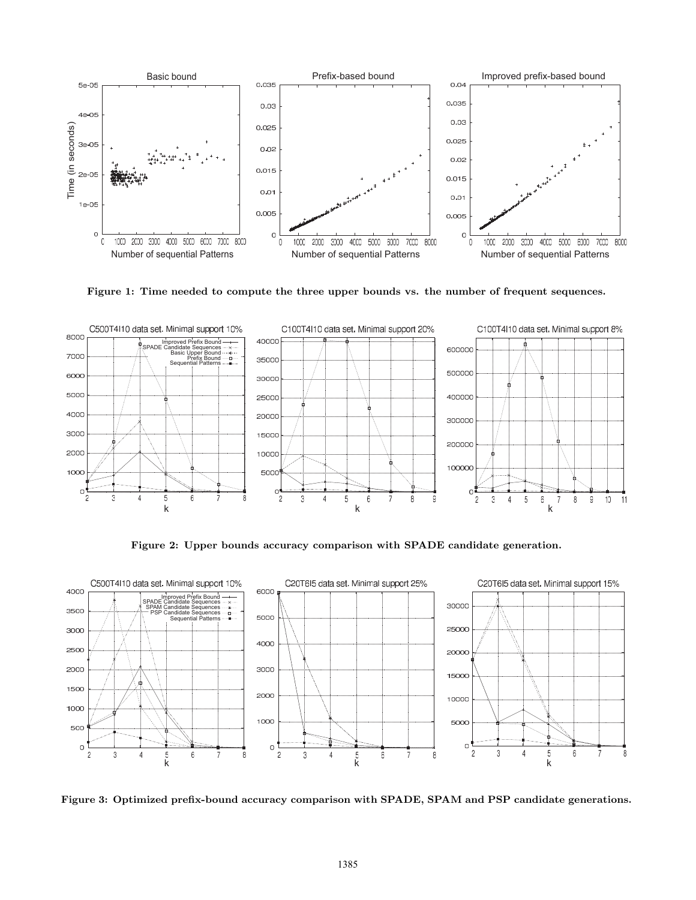**Figure 1: Time needed to compute the three upper bounds vs. the number of frequent sequences.**

**Figure 2: Upper bounds accuracy comparison with SPADE candidate generation.**

**Figure 3: Optimized prefix-bound accuracy comparison with SPADE, SPAM and PSP candidate generations.**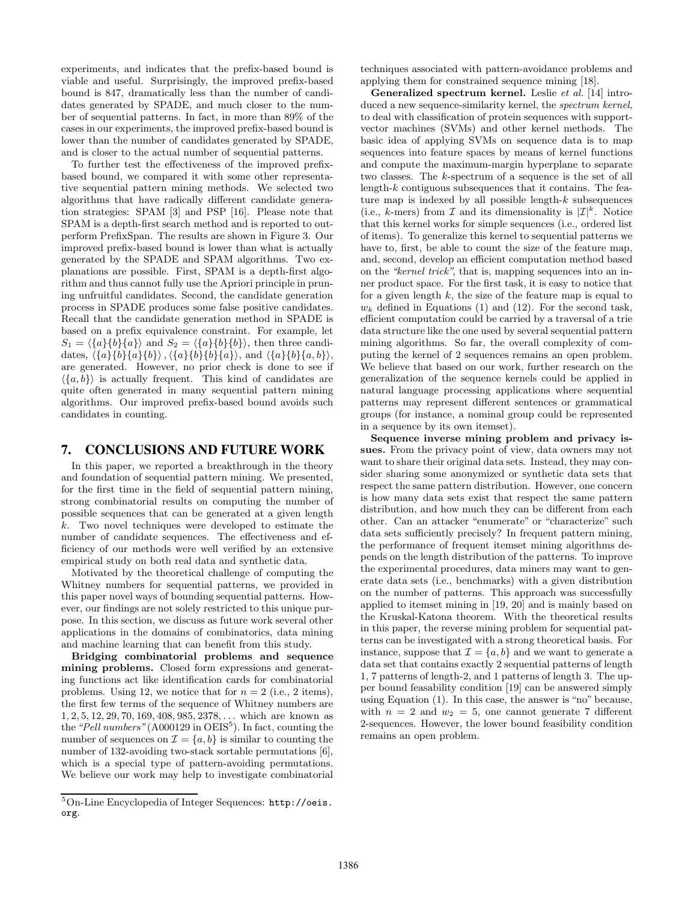experiments, and indicates that the prefix-based bound is viable and useful. Surprisingly, the improved prefix-based bound is 847, dramatically less than the number of candidates generated by SPADE, and much closer to the number of sequential patterns. In fact, in more than 89% of the cases in our experiments, the improved prefix-based bound is lower than the number of candidates generated by SPADE, and is closer to the actual number of sequential patterns.

To further test the effectiveness of the improved prefix-based bound, we compared it with some other representative sequential pattern mining methods. We selected two algorithms that have radically different candidate generation strategies: SPAM [3] and PSP [16]. Please note that SPAM is a depth-first search method and is reported to outperform PrefixSpan. The results are shown in Figure 3. Our improved prefix-based bound is lower than what is actually generated by the SPADE and SPAM algorithms. Two explanations are possible. First, SPAM is a depth-first algorithm and thus cannot fully use the Apriori principle in pruning unfruitful candidates. Second, the candidate generation process in SPADE produces some false positive candidates. Recall that the candidate generation method in SPADE is based on a prefix equivalence constraint. For example, let $S_1 = \langle\{a\}\{b\}\{a\}\rangle$ and $S_2 = \langle\{a\}\{b\}\{b\}\rangle$, then three candidates, $\langle\{a\}\{b\}\{a\}\{b\}\rangle$, $\langle\{a\}\{b\}\{b\}\{a\}\rangle$, and $\langle\{a\}\{b\}\{a,b\}\rangle$, are generated. However, no prior check is done to see if $\langle\{a,b\}\rangle$ is actually frequent. This kind of candidates are quite often generated in many sequential pattern mining algorithms. Our improved prefix-based bound avoids such candidates in counting.

## 7. CONCLUSIONS AND FUTURE WORK

In this paper, we reported a breakthrough in the theory and foundation of sequential pattern mining. We presented, for the first time in the field of sequential pattern mining, strong combinatorial results on computing the number of possible sequences that can be generated at a given length $k$. Two novel techniques were developed to estimate the number of candidate sequences. The effectiveness and efficiency of our methods were well verified by an extensive empirical study on both real data and synthetic data.

Motivated by the theoretical challenge of computing the Whitney numbers for sequential patterns, we provided in this paper novel ways of bounding sequential patterns. However, our findings are not solely restricted to this unique purpose. In this section, we discuss as future work several other applications in the domains of combinatorics, data mining and machine learning that can benefit from this study.

**Bridging combinatorial problems and sequence mining problems.** Closed form expressions and generating functions act like identification cards for combinatorial problems. Using 12, we notice that for $n = 2$ (i.e., 2 items), the first few terms of the sequence of Whitney numbers are $1, 2, 5, 12, 29, 70, 169, 408, 985, 2378, \ldots$ which are known as the *"Pell numbers"* (A000129 in OEIS[5]). In fact, counting the number of sequences on $\mathcal{I} = \{a, b\}$ is similar to counting the number of 132-avoiding two-stack sortable permutations [6], which is a special type of pattern-avoiding permutations. We believe our work may help to investigate combinatorial techniques associated with pattern-avoidance problems and applying them for constrained sequence mining [18].

**Generalized spectrum kernel.** Leslie *et al.* [14] introduced a new sequence-similarity kernel, the *spectrum kernel*, to deal with classification of protein sequences with support-vector machines (SVMs) and other kernel methods. The basic idea of applying SVMs on sequence data is to map sequences into feature spaces by means of kernel functions and compute the maximum-margin hyperplane to separate two classes. The $k$-spectrum of a sequence is the set of all length-$k$ contiguous subsequences that it contains. The feature map is indexed by all possible length-$k$ subsequences (i.e., $k$-mers) from $\mathcal{I}$ and its dimensionality is $|\mathcal{I}|^k$. Notice that this kernel works for simple sequences (i.e., ordered list of items). To generalize this kernel to sequential patterns we have to, first, be able to count the size of the feature map, and, second, develop an efficient computation method based on the *"kernel trick"*, that is, mapping sequences into an inner product space. For the first task, it is easy to notice that for a given length $k$, the size of the feature map is equal to $w_k$ defined in Equations (1) and (12). For the second task, efficient computation could be carried by a traversal of a trie data structure like the one used by several sequential pattern mining algorithms. So far, the overall complexity of computing the kernel of 2 sequences remains an open problem. We believe that based on our work, further research on the generalization of the sequence kernels could be applied in natural language processing applications where sequential patterns may represent different sentences or grammatical groups (for instance, a nominal group could be represented in a sequence by its own itemset).

**Sequence inverse mining problem and privacy issues.** From the privacy point of view, data owners may not want to share their original data sets. Instead, they may consider sharing some anonymized or synthetic data sets that respect the same pattern distribution. However, one concern is how many data sets exist that respect the same pattern distribution, and how much they can be different from each other. Can an attacker "enumerate" or "characterize" such data sets sufficiently precisely? In frequent pattern mining, the performance of frequent itemset mining algorithms depends on the length distribution of the patterns. To improve the experimental procedures, data miners may want to generate data sets (i.e., benchmarks) with a given distribution on the number of patterns. This approach was successfully applied to itemset mining in [19, 20] and is mainly based on the Kruskal-Katona theorem. With the theoretical results in this paper, the reverse mining problem for sequential patterns can be investigated with a strong theoretical basis. For instance, suppose that $\mathcal{I} = \{a, b\}$ and we want to generate a data set that contains exactly 2 sequential patterns of length 1, 7 patterns of length-2, and 1 patterns of length 3. The upper bound feasability condition [19] can be answered simply using Equation (1). In this case, the answer is "no" because, with $n = 2$ and $w_2 = 5$, one cannot generate 7 different 2-sequences. However, the lower bound feasibility condition remains an open problem.

[5] On-Line Encyclopedia of Integer Sequences: http://oeis.org.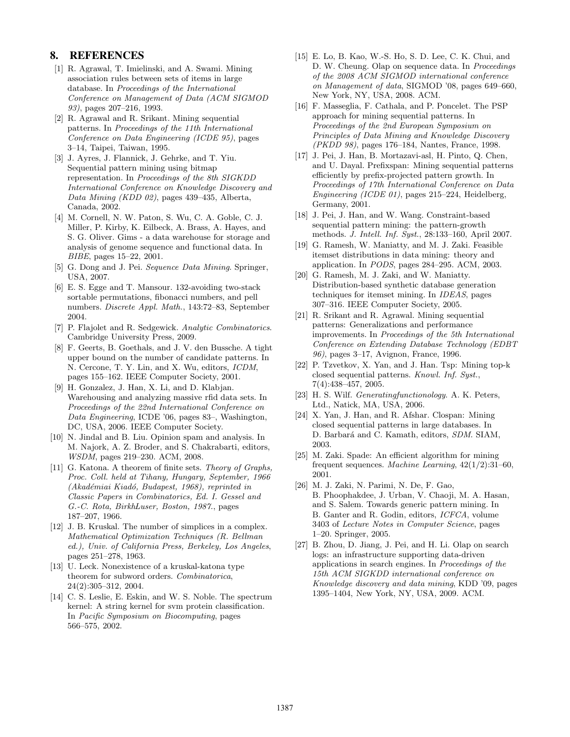## 8. REFERENCES

[1] R. Agrawal, T. Imielinski, and A. Swami. Mining association rules between sets of items in large database. In *Proceedings of the International Conference on Management of Data (ACM SIGMOD 93)*, pages 207–216, 1993.

[2] R. Agrawal and R. Srikant. Mining sequential patterns. In *Proceedings of the 11th International Conference on Data Engineering (ICDE 95)*, pages 3–14, Taipei, Taiwan, 1995.

[3] J. Ayres, J. Flannick, J. Gehrke, and T. Yiu. Sequential pattern mining using bitmap representation. In *Proceedings of the 8th SIGKDD International Conference on Knowledge Discovery and Data Mining (KDD 02)*, pages 439–435, Alberta, Canada, 2002.

[4] M. Cornell, N. W. Paton, S. Wu, C. A. Goble, C. J. Miller, P. Kirby, K. Eilbeck, A. Brass, A. Hayes, and S. G. Oliver. Gims - a data warehouse for storage and analysis of genome sequence and functional data. In *BIBE*, pages 15–22, 2001.

[5] G. Dong and J. Pei. *Sequence Data Mining*. Springer, USA, 2007.

[6] E. S. Egge and T. Mansour. 132-avoiding two-stack sortable permutations, fibonacci numbers, and pell numbers. *Discrete Appl. Math.*, 143:72–83, September 2004.

[7] P. Flajolet and R. Sedgewick. *Analytic Combinatorics*. Cambridge University Press, 2009.

[8] F. Geerts, B. Goethals, and J. V. den Bussche. A tight upper bound on the number of candidate patterns. In N. Cercone, T. Y. Lin, and X. Wu, editors, *ICDM*, pages 155–162. IEEE Computer Society, 2001.

[9] H. Gonzalez, J. Han, X. Li, and D. Klabjan. Warehousing and analyzing massive rfid data sets. In *Proceedings of the 22nd International Conference on Data Engineering*, ICDE '06, pages 83–, Washington, DC, USA, 2006. IEEE Computer Society.

[10] N. Jindal and B. Liu. Opinion spam and analysis. In M. Najork, A. Z. Broder, and S. Chakrabarti, editors, *WSDM*, pages 219–230. ACM, 2008.

[11] G. Katona. A theorem of finite sets. *Theory of Graphs, Proc. Coll. held at Tihany, Hungary, September, 1966 (Akadémiai Kiadó, Budapest, 1968), reprinted in Classic Papers in Combinatorics, Ed. I. Gessel and G.-C. Rota, BirkhLuser, Boston, 1987.*, pages 187–207, 1966.

[12] J. B. Kruskal. The number of simplices in a complex. *Mathematical Optimization Techniques (R. Bellman ed.), Univ. of California Press, Berkeley, Los Angeles*, pages 251–278, 1963.

[13] U. Leck. Nonexistence of a kruskal-katona type theorem for subword orders. *Combinatorica*, 24(2):305–312, 2004.

[14] C. S. Leslie, E. Eskin, and W. S. Noble. The spectrum kernel: A string kernel for svm protein classification. In *Pacific Symposium on Biocomputing*, pages 566–575, 2002.

[15] E. Lo, B. Kao, W.-S. Ho, S. D. Lee, C. K. Chui, and D. W. Cheung. Olap on sequence data. In *Proceedings of the 2008 ACM SIGMOD international conference on Management of data*, SIGMOD '08, pages 649–660, New York, NY, USA, 2008. ACM.

[16] F. Masseglia, F. Cathala, and P. Poncelet. The PSP approach for mining sequential patterns. In *Proceedings of the 2nd European Symposium on Principles of Data Mining and Knowledge Discovery (PKDD 98)*, pages 176–184, Nantes, France, 1998.

[17] J. Pei, J. Han, B. Mortazavi-asl, H. Pinto, Q. Chen, and U. Dayal. Prefixspan: Mining sequential patterns efficiently by prefix-projected pattern growth. In *Proceedings of 17th International Conference on Data Engineering (ICDE 01)*, pages 215–224, Heidelberg, Germany, 2001.

[18] J. Pei, J. Han, and W. Wang. Constraint-based sequential pattern mining: the pattern-growth methods. *J. Intell. Inf. Syst.*, 28:133–160, April 2007.

[19] G. Ramesh, W. Maniatty, and M. J. Zaki. Feasible itemset distributions in data mining: theory and application. In *PODS*, pages 284–295. ACM, 2003.

[20] G. Ramesh, M. J. Zaki, and W. Maniatty. Distribution-based synthetic database generation techniques for itemset mining. In *IDEAS*, pages 307–316. IEEE Computer Society, 2005.

[21] R. Srikant and R. Agrawal. Mining sequential patterns: Generalizations and performance improvements. In *Proceedings of the 5th International Conference on Extending Database Technology (EDBT 96)*, pages 3–17, Avignon, France, 1996.

[22] P. Tzvetkov, X. Yan, and J. Han. Tsp: Mining top-k closed sequential patterns. *Knowl. Inf. Syst.*, 7(4):438–457, 2005.

[23] H. S. Wilf. *Generatingfunctionology*. A. K. Peters, Ltd., Natick, MA, USA, 2006.

[24] X. Yan, J. Han, and R. Afshar. Clospan: Mining closed sequential patterns in large databases. In D. Barbará and C. Kamath, editors, *SDM*. SIAM, 2003.

[25] M. Zaki. Spade: An efficient algorithm for mining frequent sequences. *Machine Learning*, 42(1/2):31–60, 2001.

[26] M. J. Zaki, N. Parimi, N. De, F. Gao, B. Phoophakdee, J. Urban, V. Chaoji, M. A. Hasan, and S. Salem. Towards generic pattern mining. In B. Ganter and R. Godin, editors, *ICFCA*, volume 3403 of *Lecture Notes in Computer Science*, pages 1–20. Springer, 2005.

[27] B. Zhou, D. Jiang, J. Pei, and H. Li. Olap on search logs: an infrastructure supporting data-driven applications in search engines. In *Proceedings of the 15th ACM SIGKDD international conference on Knowledge discovery and data mining*, KDD '09, pages 1395–1404, New York, NY, USA, 2009. ACM.